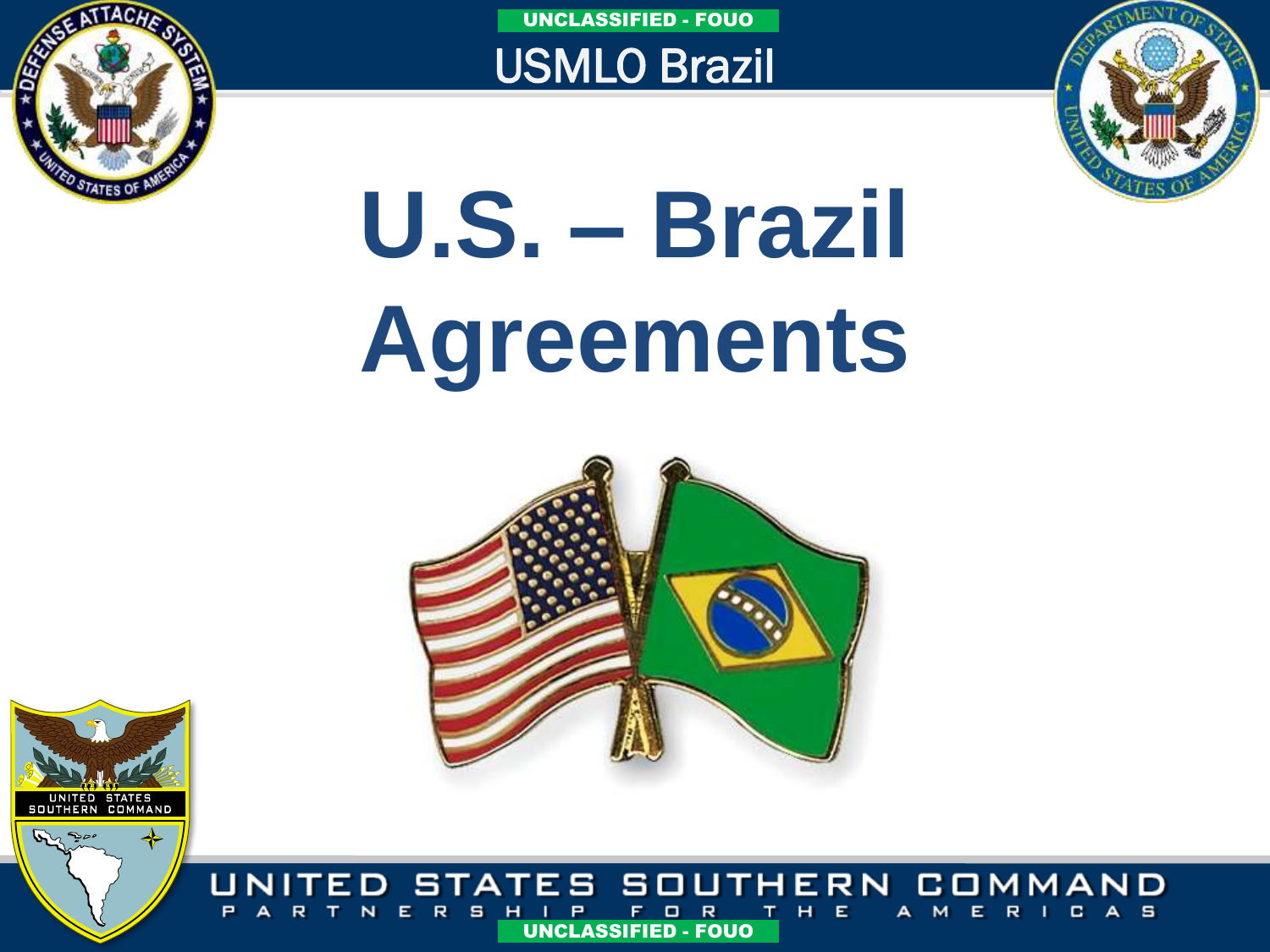UNCLASSIFIED - FOUO

USMLO Brazil

# U.S. – Brazil Agreements

UNITED STATES SOUTHERN COMMAND

PARTNERSHIP FOR THE AMERICAS

UNCLASSIFIED - FOUO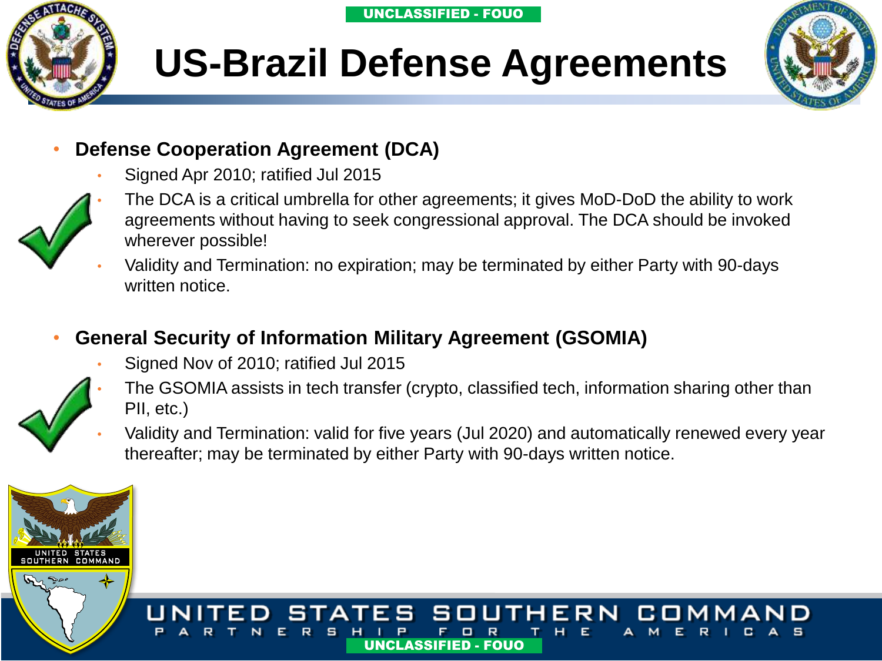# US-Brazil Defense Agreements

- **Defense Cooperation Agreement (DCA)**
  - Signed Apr 2010; ratified Jul 2015
  - The DCA is a critical umbrella for other agreements; it gives MoD-DoD the ability to work agreements without having to seek congressional approval. The DCA should be invoked wherever possible!
  - Validity and Termination: no expiration; may be terminated by either Party with 90-days written notice.

- **General Security of Information Military Agreement (GSOMIA)**
  - Signed Nov of 2010; ratified Jul 2015
  - The GSOMIA assists in tech transfer (crypto, classified tech, information sharing other than PII, etc.)
  - Validity and Termination: valid for five years (Jul 2020) and automatically renewed every year thereafter; may be terminated by either Party with 90-days written notice.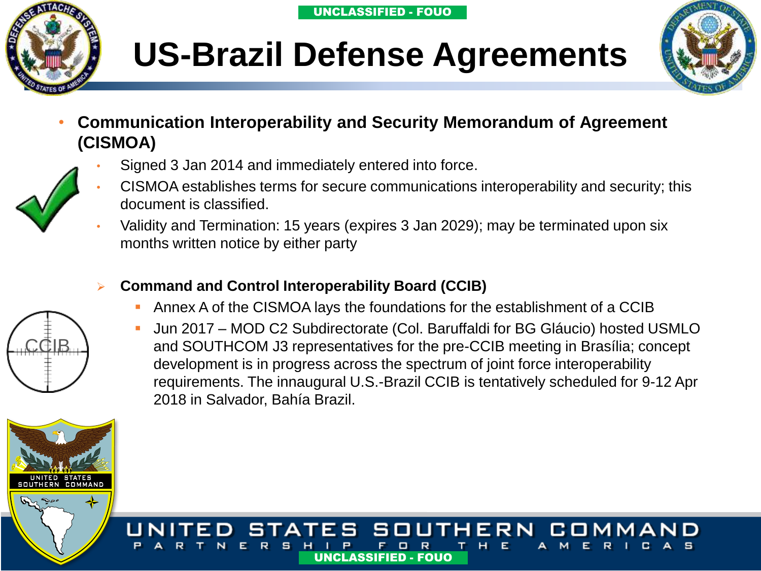# US-Brazil Defense Agreements

- **Communication Interoperability and Security Memorandum of Agreement (CISMOA)**
  - Signed 3 Jan 2014 and immediately entered into force.
  - CISMOA establishes terms for secure communications interoperability and security; this document is classified.
  - Validity and Termination: 15 years (expires 3 Jan 2029); may be terminated upon six months written notice by either party

- **Command and Control Interoperability Board (CCIB)**
  - Annex A of the CISMOA lays the foundations for the establishment of a CCIB
  - Jun 2017 – MOD C2 Subdirectorate (Col. Baruffaldi for BG Gláucio) hosted USMLO and SOUTHCOM J3 representatives for the pre-CCIB meeting in Brasília; concept development is in progress across the spectrum of joint force interoperability requirements. The innaugural U.S.-Brazil CCIB is tentatively scheduled for 9-12 Apr 2018 in Salvador, Bahía Brazil.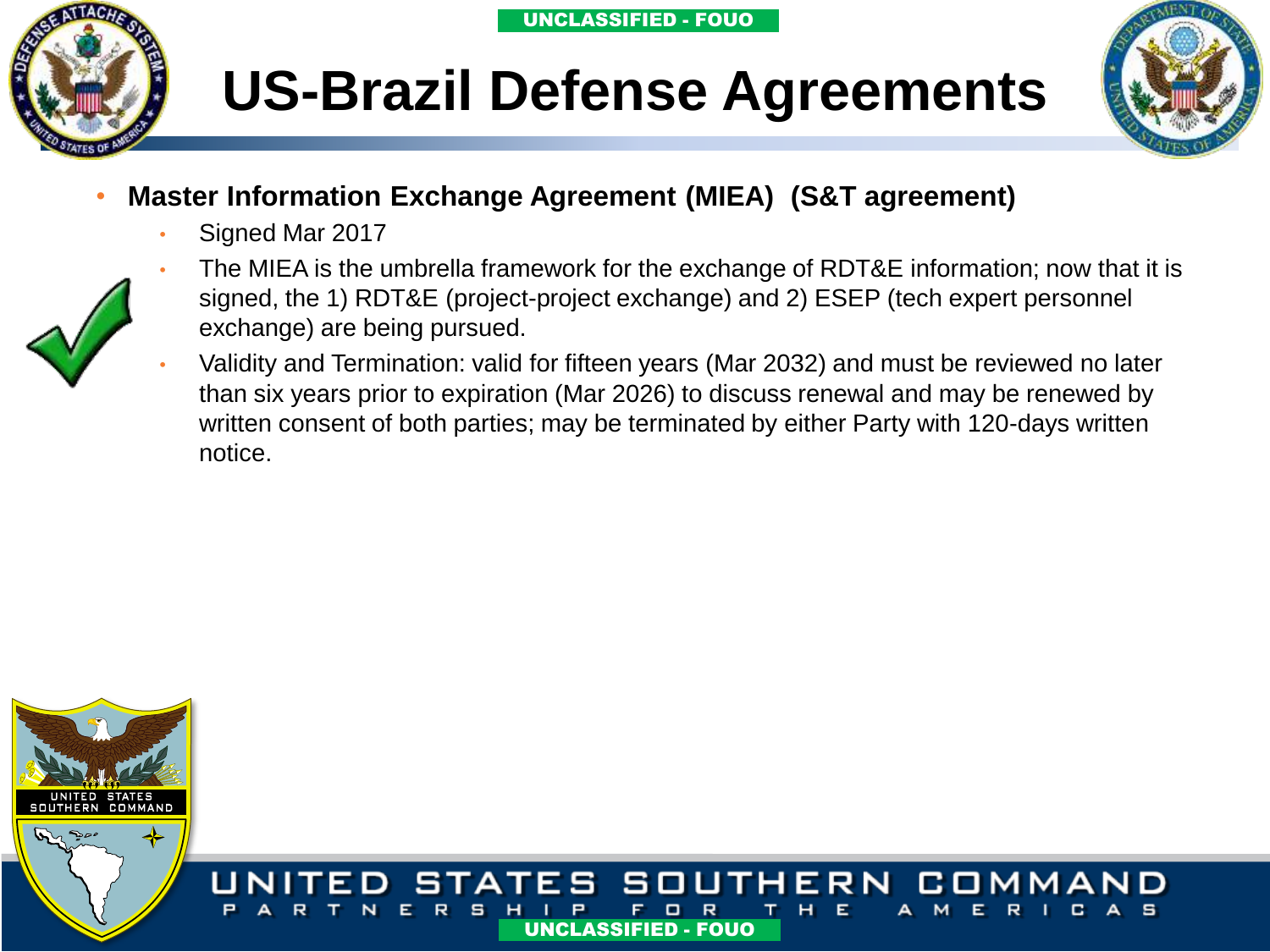# US-Brazil Defense Agreements

- **Master Information Exchange Agreement (MIEA) (S&T agreement)**
  - Signed Mar 2017
  - The MIEA is the umbrella framework for the exchange of RDT&E information; now that it is signed, the 1) RDT&E (project-project exchange) and 2) ESEP (tech expert personnel exchange) are being pursued.
  - Validity and Termination: valid for fifteen years (Mar 2032) and must be reviewed no later than six years prior to expiration (Mar 2026) to discuss renewal and may be renewed by written consent of both parties; may be terminated by either Party with 120-days written notice.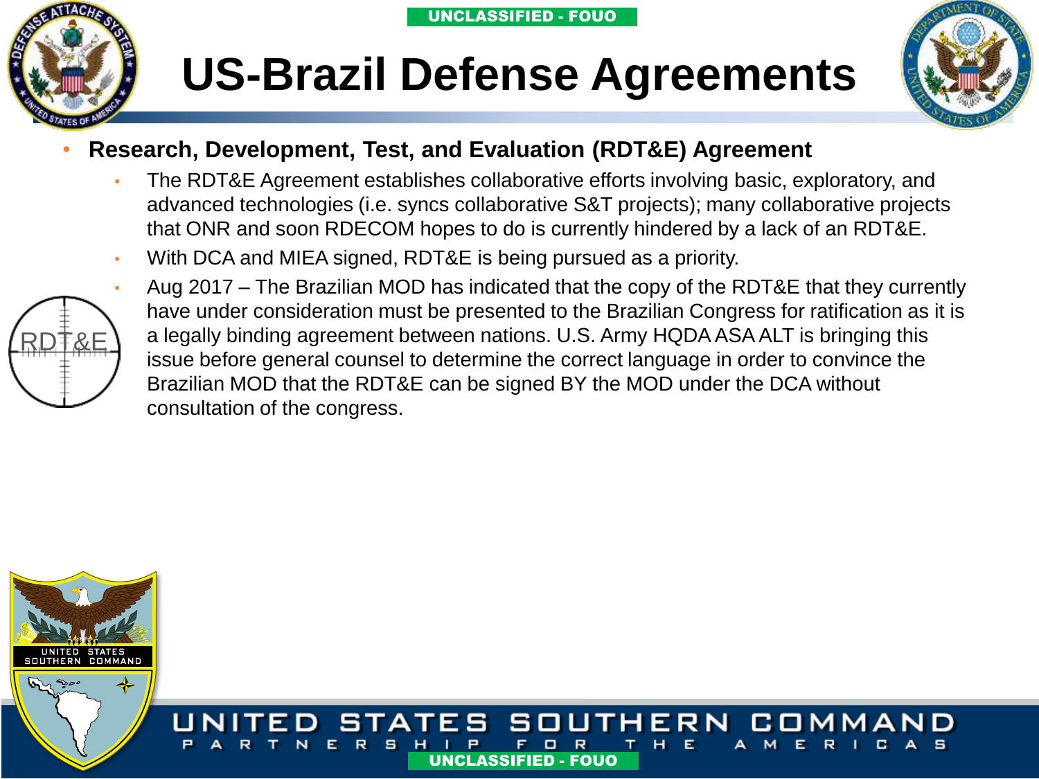# US-Brazil Defense Agreements

- **Research, Development, Test, and Evaluation (RDT&E) Agreement**
  - The RDT&E Agreement establishes collaborative efforts involving basic, exploratory, and advanced technologies (i.e. syncs collaborative S&T projects); many collaborative projects that ONR and soon RDECOM hopes to do is currently hindered by a lack of an RDT&E.
  - With DCA and MIEA signed, RDT&E is being pursued as a priority.
  - Aug 2017 – The Brazilian MOD has indicated that the copy of the RDT&E that they currently have under consideration must be presented to the Brazilian Congress for ratification as it is a legally binding agreement between nations. U.S. Army HQDA ASA ALT is bringing this issue before general counsel to determine the correct language in order to convince the Brazilian MOD that the RDT&E can be signed BY the MOD under the DCA without consultation of the congress.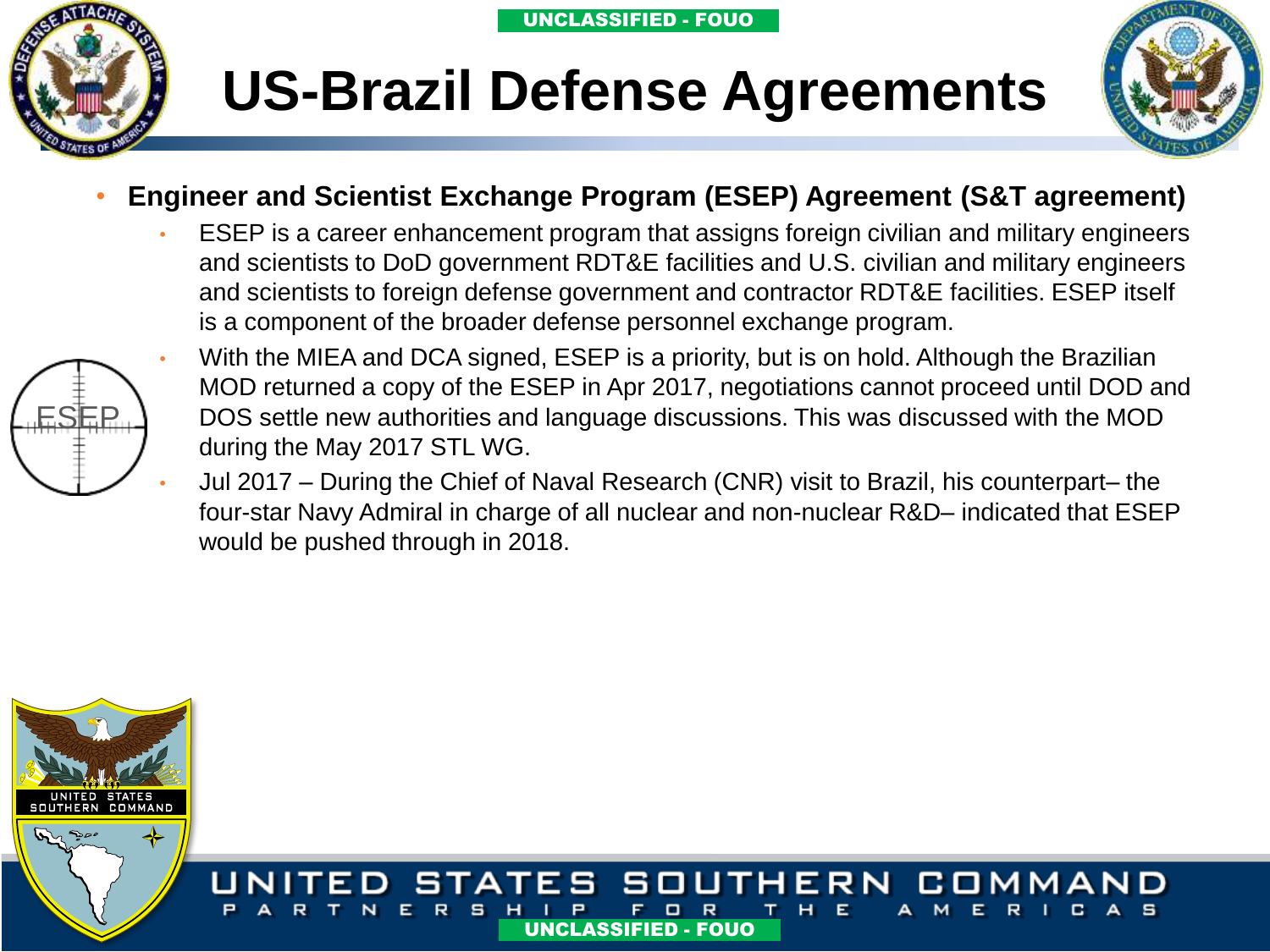UNCLASSIFIED - FOUO

# US-Brazil Defense Agreements

- **Engineer and Scientist Exchange Program (ESEP) Agreement (S&T agreement)**
  - ESEP is a career enhancement program that assigns foreign civilian and military engineers and scientists to DoD government RDT&E facilities and U.S. civilian and military engineers and scientists to foreign defense government and contractor RDT&E facilities. ESEP itself is a component of the broader defense personnel exchange program.
  - With the MIEA and DCA signed, ESEP is a priority, but is on hold. Although the Brazilian MOD returned a copy of the ESEP in Apr 2017, negotiations cannot proceed until DOD and DOS settle new authorities and language discussions. This was discussed with the MOD during the May 2017 STL WG.
  - Jul 2017 – During the Chief of Naval Research (CNR) visit to Brazil, his counterpart– the four-star Navy Admiral in charge of all nuclear and non-nuclear R&D– indicated that ESEP would be pushed through in 2018.

ESEP

UNITED STATES SOUTHERN COMMAND

PARTNERSHIP FOR THE AMERICAS

UNCLASSIFIED - FOUO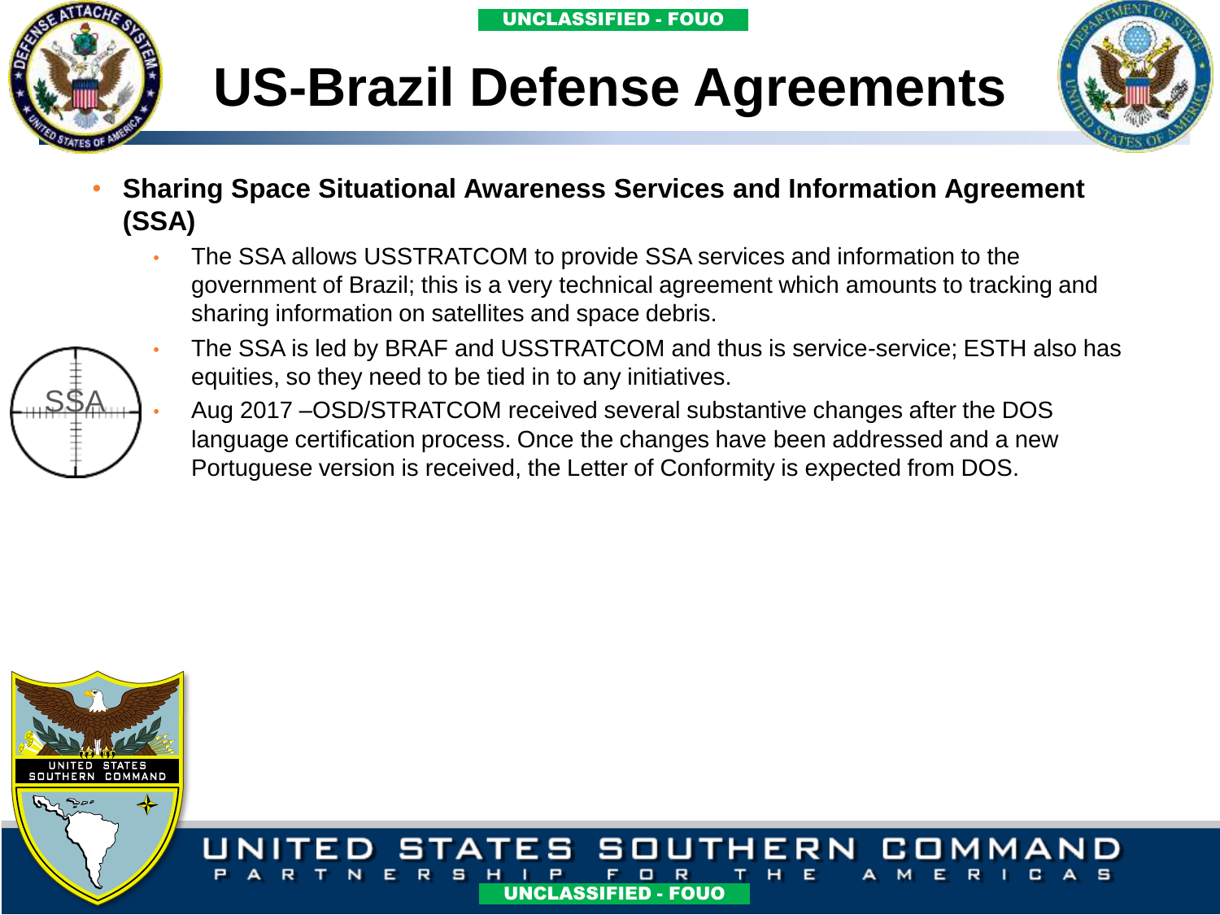# US-Brazil Defense Agreements

- **Sharing Space Situational Awareness Services and Information Agreement (SSA)**
  - The SSA allows USSTRATCOM to provide SSA services and information to the government of Brazil; this is a very technical agreement which amounts to tracking and sharing information on satellites and space debris.
  - The SSA is led by BRAF and USSTRATCOM and thus is service-service; ESTH also has equities, so they need to be tied in to any initiatives.
  - Aug 2017 –OSD/STRATCOM received several substantive changes after the DOS language certification process. Once the changes have been addressed and a new Portuguese version is received, the Letter of Conformity is expected from DOS.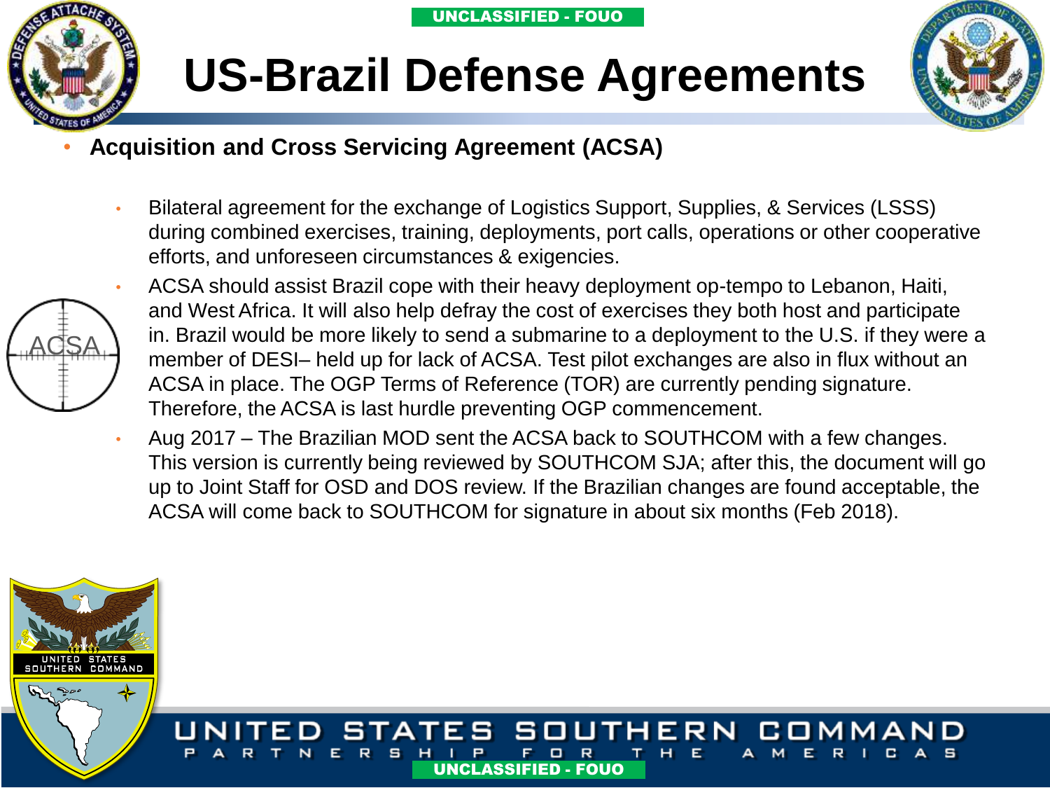# US-Brazil Defense Agreements

- **Acquisition and Cross Servicing Agreement (ACSA)**
  - Bilateral agreement for the exchange of Logistics Support, Supplies, & Services (LSSS) during combined exercises, training, deployments, port calls, operations or other cooperative efforts, and unforeseen circumstances & exigencies.
  - ACSA should assist Brazil cope with their heavy deployment op-tempo to Lebanon, Haiti, and West Africa. It will also help defray the cost of exercises they both host and participate in. Brazil would be more likely to send a submarine to a deployment to the U.S. if they were a member of DESI– held up for lack of ACSA. Test pilot exchanges are also in flux without an ACSA in place. The OGP Terms of Reference (TOR) are currently pending signature. Therefore, the ACSA is last hurdle preventing OGP commencement.
  - Aug 2017 – The Brazilian MOD sent the ACSA back to SOUTHCOM with a few changes. This version is currently being reviewed by SOUTHCOM SJA; after this, the document will go up to Joint Staff for OSD and DOS review. If the Brazilian changes are found acceptable, the ACSA will come back to SOUTHCOM for signature in about six months (Feb 2018).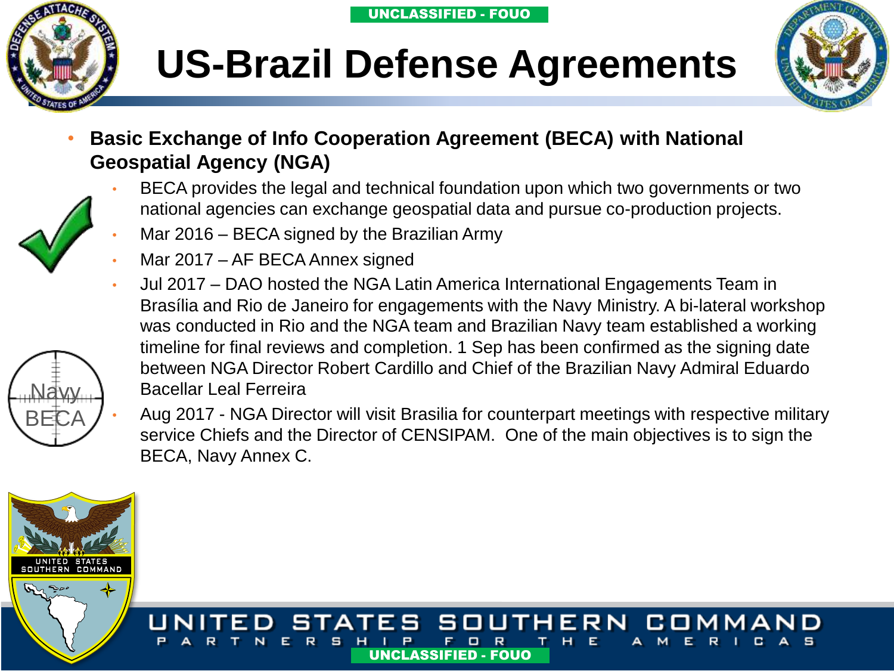UNCLASSIFIED - FOUO

# US-Brazil Defense Agreements

- **Basic Exchange of Info Cooperation Agreement (BECA) with National Geospatial Agency (NGA)**
  - BECA provides the legal and technical foundation upon which two governments or two national agencies can exchange geospatial data and pursue co-production projects.
  - Mar 2016 – BECA signed by the Brazilian Army
  - Mar 2017 – AF BECA Annex signed
  - Jul 2017 – DAO hosted the NGA Latin America International Engagements Team in Brasília and Rio de Janeiro for engagements with the Navy Ministry. A bi-lateral workshop was conducted in Rio and the NGA team and Brazilian Navy team established a working timeline for final reviews and completion. 1 Sep has been confirmed as the signing date between NGA Director Robert Cardillo and Chief of the Brazilian Navy Admiral Eduardo Bacellar Leal Ferreira
  - Aug 2017 - NGA Director will visit Brasilia for counterpart meetings with respective military service Chiefs and the Director of CENSIPAM. One of the main objectives is to sign the BECA, Navy Annex C.

Navy BECA

UNITED STATES SOUTHERN COMMAND
PARTNERSHIP FOR THE AMERICAS

UNCLASSIFIED - FOUO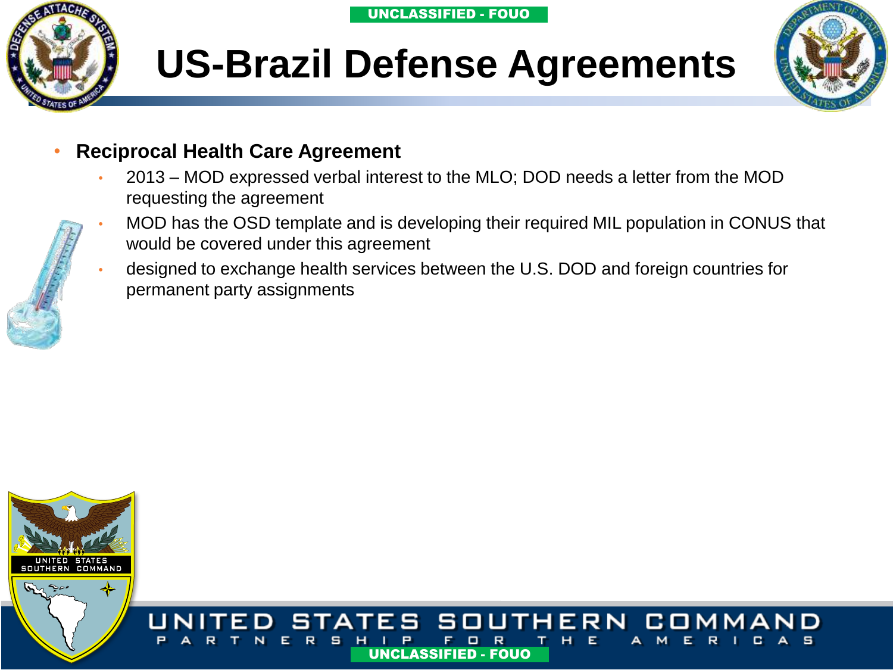# US-Brazil Defense Agreements

- **Reciprocal Health Care Agreement**
  - 2013 – MOD expressed verbal interest to the MLO; DOD needs a letter from the MOD requesting the agreement
  - MOD has the OSD template and is developing their required MIL population in CONUS that would be covered under this agreement
  - designed to exchange health services between the U.S. DOD and foreign countries for permanent party assignments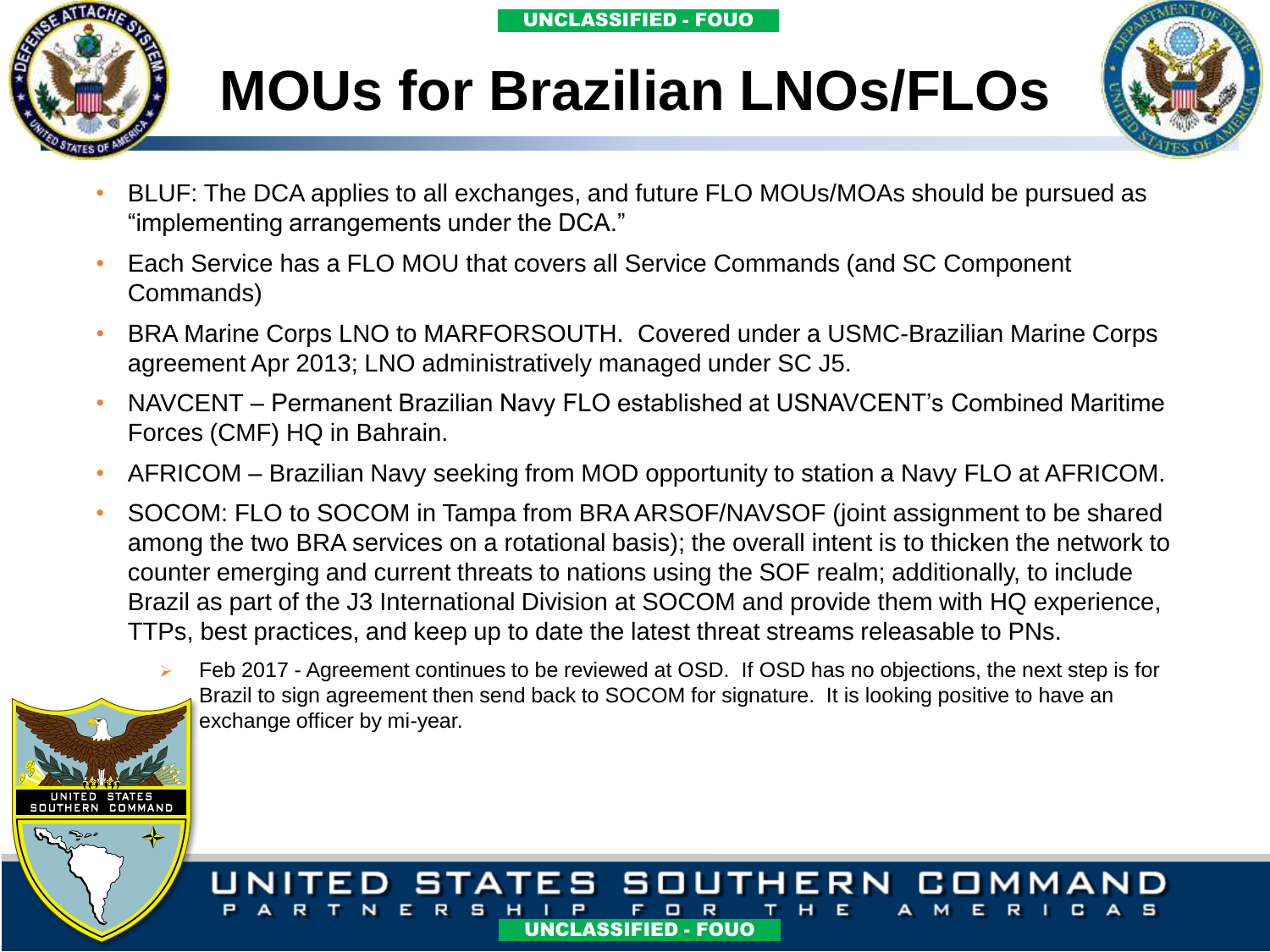# MOUs for Brazilian LNOs/FLOs

- BLUF: The DCA applies to all exchanges, and future FLO MOUs/MOAs should be pursued as "implementing arrangements under the DCA."
- Each Service has a FLO MOU that covers all Service Commands (and SC Component Commands)
- BRA Marine Corps LNO to MARFORSOUTH. Covered under a USMC-Brazilian Marine Corps agreement Apr 2013; LNO administratively managed under SC J5.
- NAVCENT – Permanent Brazilian Navy FLO established at USNAVCENT's Combined Maritime Forces (CMF) HQ in Bahrain.
- AFRICOM – Brazilian Navy seeking from MOD opportunity to station a Navy FLO at AFRICOM.
- SOCOM: FLO to SOCOM in Tampa from BRA ARSOF/NAVSOF (joint assignment to be shared among the two BRA services on a rotational basis); the overall intent is to thicken the network to counter emerging and current threats to nations using the SOF realm; additionally, to include Brazil as part of the J3 International Division at SOCOM and provide them with HQ experience, TTPs, best practices, and keep up to date the latest threat streams releasable to PNs.
  - Feb 2017 - Agreement continues to be reviewed at OSD. If OSD has no objections, the next step is for Brazil to sign agreement then send back to SOCOM for signature. It is looking positive to have an exchange officer by mi-year.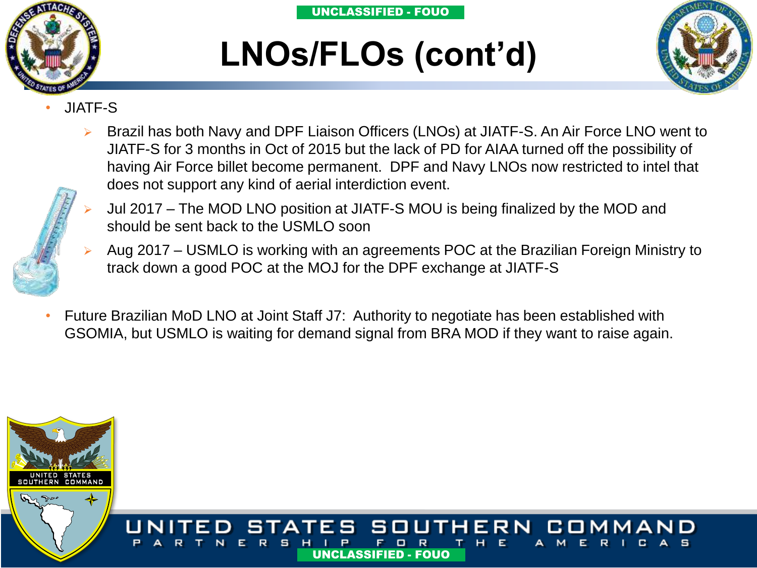UNCLASSIFIED - FOUO

# LNOs/FLOs (cont'd)

- JIATF-S
  - Brazil has both Navy and DPF Liaison Officers (LNOs) at JIATF-S. An Air Force LNO went to JIATF-S for 3 months in Oct of 2015 but the lack of PD for AIAA turned off the possibility of having Air Force billet become permanent. DPF and Navy LNOs now restricted to intel that does not support any kind of aerial interdiction event.
  - Jul 2017 – The MOD LNO position at JIATF-S MOU is being finalized by the MOD and should be sent back to the USMLO soon
  - Aug 2017 – USMLO is working with an agreements POC at the Brazilian Foreign Ministry to track down a good POC at the MOJ for the DPF exchange at JIATF-S
- Future Brazilian MoD LNO at Joint Staff J7: Authority to negotiate has been established with GSOMIA, but USMLO is waiting for demand signal from BRA MOD if they want to raise again.

UNCLASSIFIED - FOUO